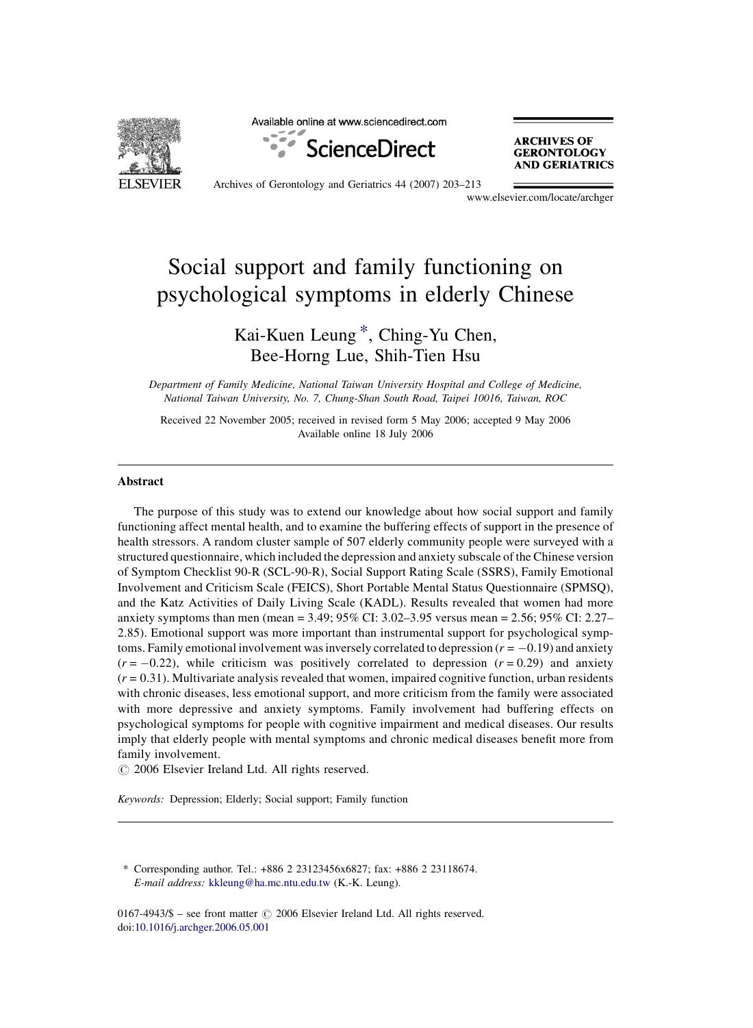# Social support and family functioning on psychological symptoms in elderly Chinese

Kai-Kuen Leung *, Ching-Yu Chen, Bee-Horng Lue, Shih-Tien Hsu

*Department of Family Medicine, National Taiwan University Hospital and College of Medicine, National Taiwan University, No. 7, Chung-Shan South Road, Taipei 10016, Taiwan, ROC*

Received 22 November 2005; received in revised form 5 May 2006; accepted 9 May 2006
Available online 18 July 2006

## Abstract

The purpose of this study was to extend our knowledge about how social support and family functioning affect mental health, and to examine the buffering effects of support in the presence of health stressors. A random cluster sample of 507 elderly community people were surveyed with a structured questionnaire, which included the depression and anxiety subscale of the Chinese version of Symptom Checklist 90-R (SCL-90-R), Social Support Rating Scale (SSRS), Family Emotional Involvement and Criticism Scale (FEICS), Short Portable Mental Status Questionnaire (SPMSQ), and the Katz Activities of Daily Living Scale (KADL). Results revealed that women had more anxiety symptoms than men (mean = 3.49; 95% CI: 3.02–3.95 versus mean = 2.56; 95% CI: 2.27–2.85). Emotional support was more important than instrumental support for psychological symptoms. Family emotional involvement was inversely correlated to depression ($r = -0.19$) and anxiety ($r = -0.22$), while criticism was positively correlated to depression ($r = 0.29$) and anxiety ($r = 0.31$). Multivariate analysis revealed that women, impaired cognitive function, urban residents with chronic diseases, less emotional support, and more criticism from the family were associated with more depressive and anxiety symptoms. Family involvement had buffering effects on psychological symptoms for people with cognitive impairment and medical diseases. Our results imply that elderly people with mental symptoms and chronic medical diseases benefit more from family involvement.

© 2006 Elsevier Ireland Ltd. All rights reserved.

*Keywords:* Depression; Elderly; Social support; Family function

---

\* Corresponding author. Tel.: +886 2 23123456x6827; fax: +886 2 23118674.
*E-mail address:* kkleung@ha.mc.ntu.edu.tw (K.-K. Leung).

0167-4943/$ – see front matter © 2006 Elsevier Ireland Ltd. All rights reserved.
doi:10.1016/j.archger.2006.05.001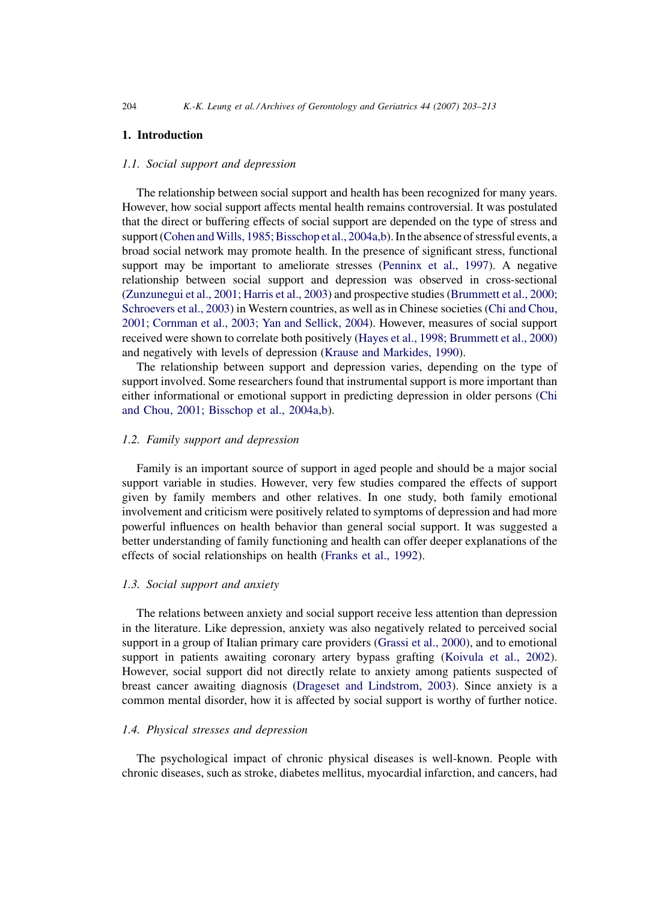# 1. Introduction

## 1.1. Social support and depression

The relationship between social support and health has been recognized for many years. However, how social support affects mental health remains controversial. It was postulated that the direct or buffering effects of social support are depended on the type of stress and support (Cohen and Wills, 1985; Bisschop et al., 2004a,b). In the absence of stressful events, a broad social network may promote health. In the presence of significant stress, functional support may be important to ameliorate stresses (Penninx et al., 1997). A negative relationship between social support and depression was observed in cross-sectional (Zunzunegui et al., 2001; Harris et al., 2003) and prospective studies (Brummett et al., 2000; Schroevers et al., 2003) in Western countries, as well as in Chinese societies (Chi and Chou, 2001; Cornman et al., 2003; Yan and Sellick, 2004). However, measures of social support received were shown to correlate both positively (Hayes et al., 1998; Brummett et al., 2000) and negatively with levels of depression (Krause and Markides, 1990).

The relationship between support and depression varies, depending on the type of support involved. Some researchers found that instrumental support is more important than either informational or emotional support in predicting depression in older persons (Chi and Chou, 2001; Bisschop et al., 2004a,b).

## 1.2. Family support and depression

Family is an important source of support in aged people and should be a major social support variable in studies. However, very few studies compared the effects of support given by family members and other relatives. In one study, both family emotional involvement and criticism were positively related to symptoms of depression and had more powerful influences on health behavior than general social support. It was suggested a better understanding of family functioning and health can offer deeper explanations of the effects of social relationships on health (Franks et al., 1992).

## 1.3. Social support and anxiety

The relations between anxiety and social support receive less attention than depression in the literature. Like depression, anxiety was also negatively related to perceived social support in a group of Italian primary care providers (Grassi et al., 2000), and to emotional support in patients awaiting coronary artery bypass grafting (Koivula et al., 2002). However, social support did not directly relate to anxiety among patients suspected of breast cancer awaiting diagnosis (Drageset and Lindstrom, 2003). Since anxiety is a common mental disorder, how it is affected by social support is worthy of further notice.

## 1.4. Physical stresses and depression

The psychological impact of chronic physical diseases is well-known. People with chronic diseases, such as stroke, diabetes mellitus, myocardial infarction, and cancers, had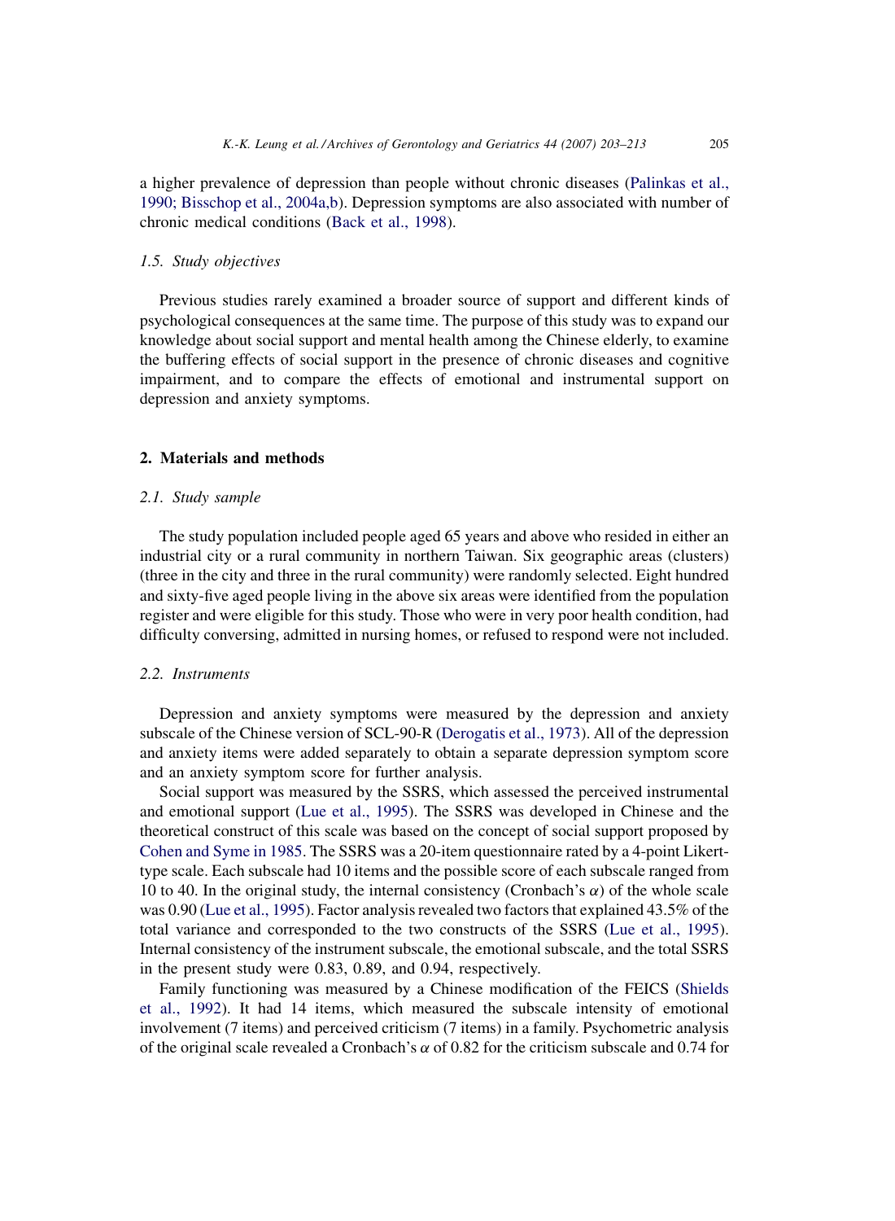a higher prevalence of depression than people without chronic diseases (Palinkas et al., 1990; Bisschop et al., 2004a,b). Depression symptoms are also associated with number of chronic medical conditions (Back et al., 1998).

### *1.5. Study objectives*

Previous studies rarely examined a broader source of support and different kinds of psychological consequences at the same time. The purpose of this study was to expand our knowledge about social support and mental health among the Chinese elderly, to examine the buffering effects of social support in the presence of chronic diseases and cognitive impairment, and to compare the effects of emotional and instrumental support on depression and anxiety symptoms.

## 2. Materials and methods

### *2.1. Study sample*

The study population included people aged 65 years and above who resided in either an industrial city or a rural community in northern Taiwan. Six geographic areas (clusters) (three in the city and three in the rural community) were randomly selected. Eight hundred and sixty-five aged people living in the above six areas were identified from the population register and were eligible for this study. Those who were in very poor health condition, had difficulty conversing, admitted in nursing homes, or refused to respond were not included.

### *2.2. Instruments*

Depression and anxiety symptoms were measured by the depression and anxiety subscale of the Chinese version of SCL-90-R (Derogatis et al., 1973). All of the depression and anxiety items were added separately to obtain a separate depression symptom score and an anxiety symptom score for further analysis.

Social support was measured by the SSRS, which assessed the perceived instrumental and emotional support (Lue et al., 1995). The SSRS was developed in Chinese and the theoretical construct of this scale was based on the concept of social support proposed by Cohen and Syme in 1985. The SSRS was a 20-item questionnaire rated by a 4-point Likert-type scale. Each subscale had 10 items and the possible score of each subscale ranged from 10 to 40. In the original study, the internal consistency (Cronbach's $\alpha$) of the whole scale was 0.90 (Lue et al., 1995). Factor analysis revealed two factors that explained 43.5% of the total variance and corresponded to the two constructs of the SSRS (Lue et al., 1995). Internal consistency of the instrument subscale, the emotional subscale, and the total SSRS in the present study were 0.83, 0.89, and 0.94, respectively.

Family functioning was measured by a Chinese modification of the FEICS (Shields et al., 1992). It had 14 items, which measured the subscale intensity of emotional involvement (7 items) and perceived criticism (7 items) in a family. Psychometric analysis of the original scale revealed a Cronbach's $\alpha$ of 0.82 for the criticism subscale and 0.74 for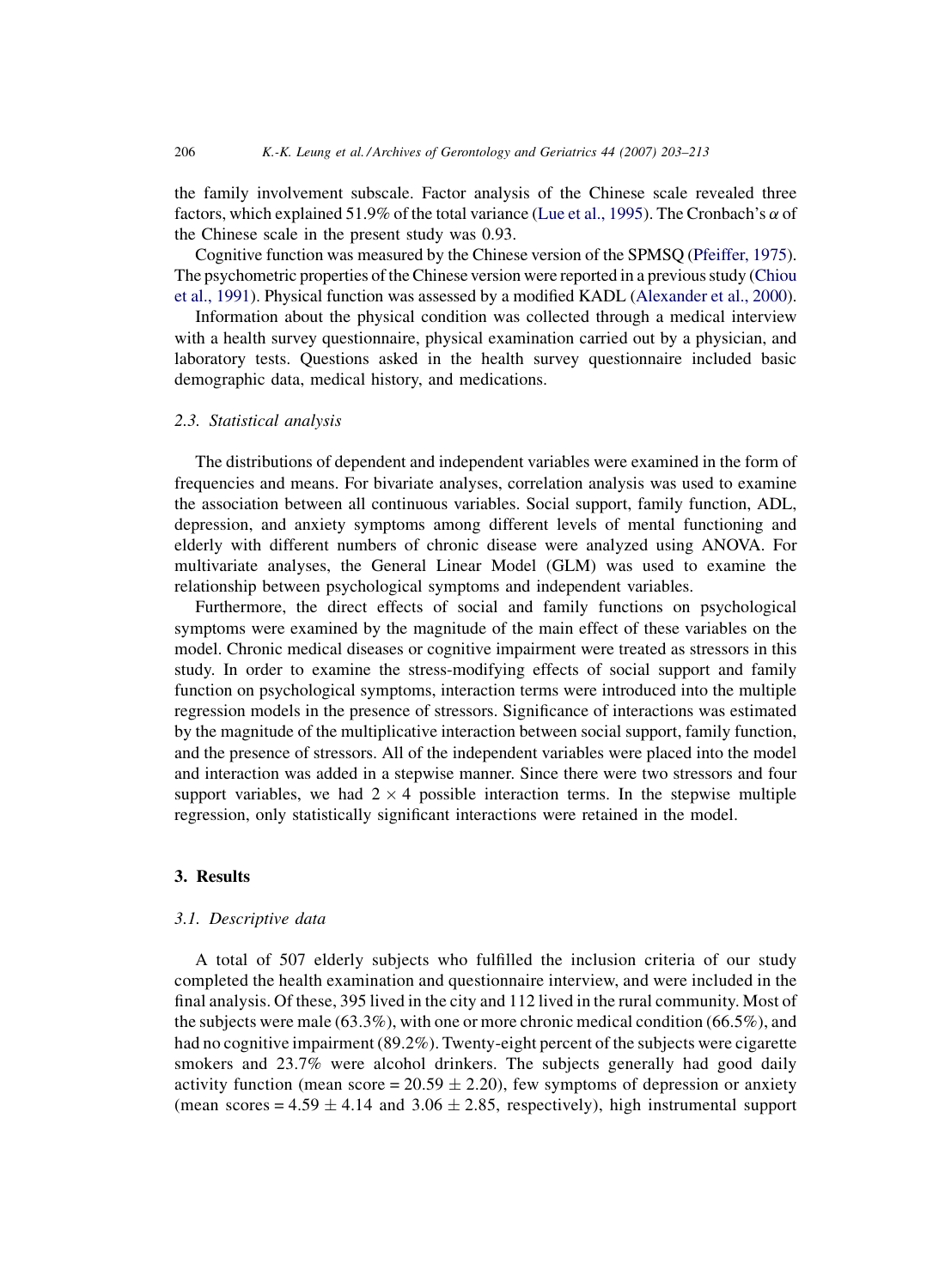the family involvement subscale. Factor analysis of the Chinese scale revealed three factors, which explained 51.9% of the total variance (Lue et al., 1995). The Cronbach's $\alpha$ of the Chinese scale in the present study was 0.93.

Cognitive function was measured by the Chinese version of the SPMSQ (Pfeiffer, 1975). The psychometric properties of the Chinese version were reported in a previous study (Chiou et al., 1991). Physical function was assessed by a modified KADL (Alexander et al., 2000).

Information about the physical condition was collected through a medical interview with a health survey questionnaire, physical examination carried out by a physician, and laboratory tests. Questions asked in the health survey questionnaire included basic demographic data, medical history, and medications.

### 2.3. Statistical analysis

The distributions of dependent and independent variables were examined in the form of frequencies and means. For bivariate analyses, correlation analysis was used to examine the association between all continuous variables. Social support, family function, ADL, depression, and anxiety symptoms among different levels of mental functioning and elderly with different numbers of chronic disease were analyzed using ANOVA. For multivariate analyses, the General Linear Model (GLM) was used to examine the relationship between psychological symptoms and independent variables.

Furthermore, the direct effects of social and family functions on psychological symptoms were examined by the magnitude of the main effect of these variables on the model. Chronic medical diseases or cognitive impairment were treated as stressors in this study. In order to examine the stress-modifying effects of social support and family function on psychological symptoms, interaction terms were introduced into the multiple regression models in the presence of stressors. Significance of interactions was estimated by the magnitude of the multiplicative interaction between social support, family function, and the presence of stressors. All of the independent variables were placed into the model and interaction was added in a stepwise manner. Since there were two stressors and four support variables, we had $2 \times 4$ possible interaction terms. In the stepwise multiple regression, only statistically significant interactions were retained in the model.

## 3. Results

### 3.1. Descriptive data

A total of 507 elderly subjects who fulfilled the inclusion criteria of our study completed the health examination and questionnaire interview, and were included in the final analysis. Of these, 395 lived in the city and 112 lived in the rural community. Most of the subjects were male (63.3%), with one or more chronic medical condition (66.5%), and had no cognitive impairment (89.2%). Twenty-eight percent of the subjects were cigarette smokers and 23.7% were alcohol drinkers. The subjects generally had good daily activity function (mean score = $20.59 \pm 2.20$), few symptoms of depression or anxiety (mean scores = $4.59 \pm 4.14$ and $3.06 \pm 2.85$, respectively), high instrumental support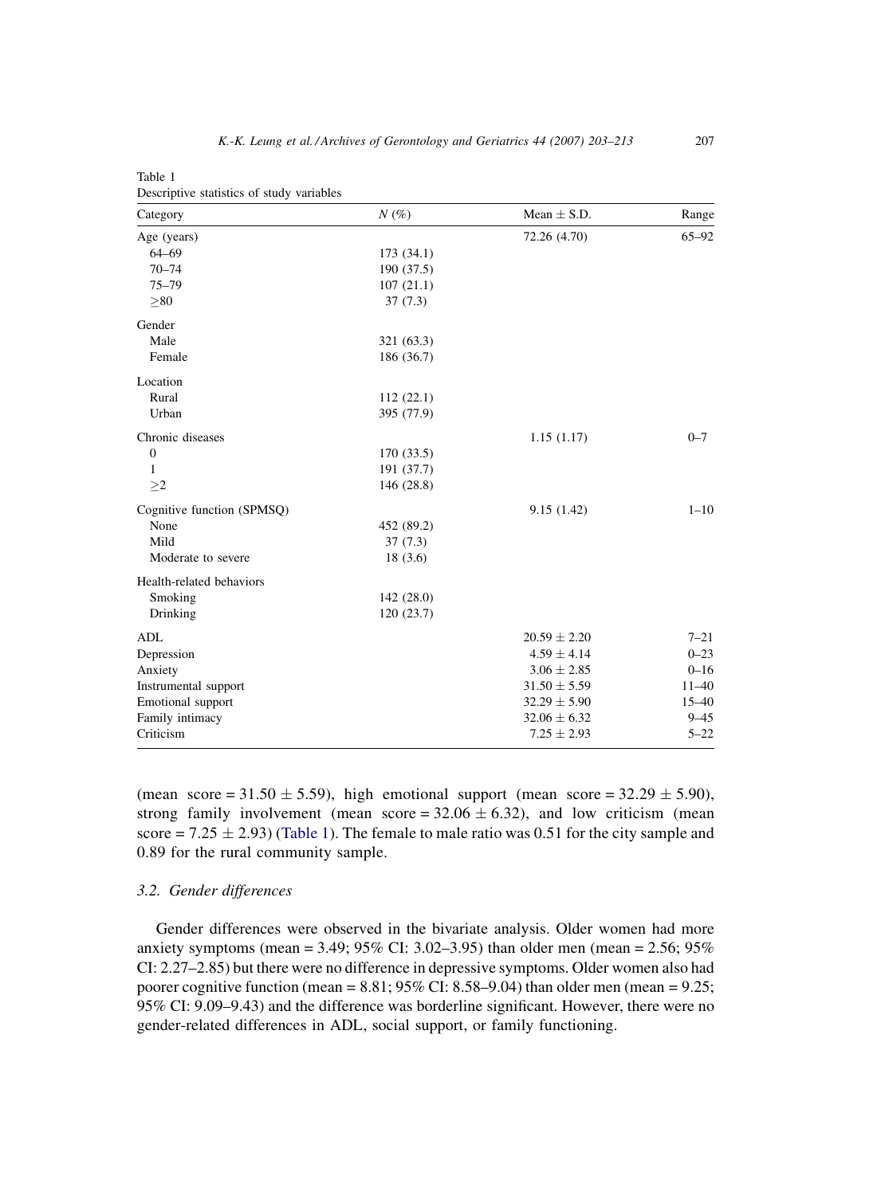Table 1
Descriptive statistics of study variables

| Category | *N* (%) | Mean ± S.D. | Range |
|---|---|---|---|
| Age (years) | | 72.26 (4.70) | 65–92 |
| 64–69 | 173 (34.1) | | |
| 70–74 | 190 (37.5) | | |
| 75–79 | 107 (21.1) | | |
| ≥80 | 37 (7.3) | | |
| Gender | | | |
| Male | 321 (63.3) | | |
| Female | 186 (36.7) | | |
| Location | | | |
| Rural | 112 (22.1) | | |
| Urban | 395 (77.9) | | |
| Chronic diseases | | 1.15 (1.17) | 0–7 |
| 0 | 170 (33.5) | | |
| 1 | 191 (37.7) | | |
| ≥2 | 146 (28.8) | | |
| Cognitive function (SPMSQ) | | 9.15 (1.42) | 1–10 |
| None | 452 (89.2) | | |
| Mild | 37 (7.3) | | |
| Moderate to severe | 18 (3.6) | | |
| Health-related behaviors | | | |
| Smoking | 142 (28.0) | | |
| Drinking | 120 (23.7) | | |
| ADL | | 20.59 ± 2.20 | 7–21 |
| Depression | | 4.59 ± 4.14 | 0–23 |
| Anxiety | | 3.06 ± 2.85 | 0–16 |
| Instrumental support | | 31.50 ± 5.59 | 11–40 |
| Emotional support | | 32.29 ± 5.90 | 15–40 |
| Family intimacy | | 32.06 ± 6.32 | 9–45 |
| Criticism | | 7.25 ± 2.93 | 5–22 |

(mean score = 31.50 ± 5.59), high emotional support (mean score = 32.29 ± 5.90), strong family involvement (mean score = 32.06 ± 6.32), and low criticism (mean score = 7.25 ± 2.93) (Table 1). The female to male ratio was 0.51 for the city sample and 0.89 for the rural community sample.

### *3.2. Gender differences*

Gender differences were observed in the bivariate analysis. Older women had more anxiety symptoms (mean = 3.49; 95% CI: 3.02–3.95) than older men (mean = 2.56; 95% CI: 2.27–2.85) but there were no difference in depressive symptoms. Older women also had poorer cognitive function (mean = 8.81; 95% CI: 8.58–9.04) than older men (mean = 9.25; 95% CI: 9.09–9.43) and the difference was borderline significant. However, there were no gender-related differences in ADL, social support, or family functioning.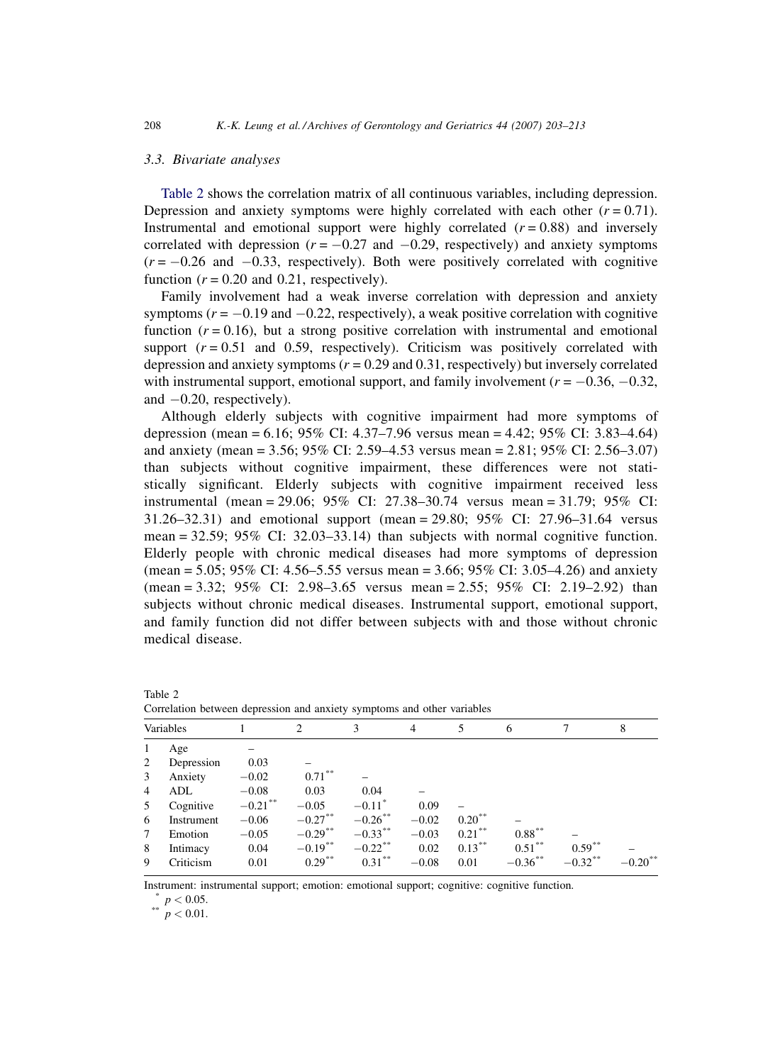### 3.3. Bivariate analyses

Table 2 shows the correlation matrix of all continuous variables, including depression. Depression and anxiety symptoms were highly correlated with each other ($r = 0.71$). Instrumental and emotional support were highly correlated ($r = 0.88$) and inversely correlated with depression ($r = -0.27$ and $-0.29$, respectively) and anxiety symptoms ($r = -0.26$ and $-0.33$, respectively). Both were positively correlated with cognitive function ($r = 0.20$ and 0.21, respectively).

Family involvement had a weak inverse correlation with depression and anxiety symptoms ($r = -0.19$ and $-0.22$, respectively), a weak positive correlation with cognitive function ($r = 0.16$), but a strong positive correlation with instrumental and emotional support ($r = 0.51$ and 0.59, respectively). Criticism was positively correlated with depression and anxiety symptoms ($r = 0.29$ and 0.31, respectively) but inversely correlated with instrumental support, emotional support, and family involvement ($r = -0.36$, $-0.32$, and $-0.20$, respectively).

Although elderly subjects with cognitive impairment had more symptoms of depression (mean = 6.16; 95% CI: 4.37–7.96 versus mean = 4.42; 95% CI: 3.83–4.64) and anxiety (mean = 3.56; 95% CI: 2.59–4.53 versus mean = 2.81; 95% CI: 2.56–3.07) than subjects without cognitive impairment, these differences were not statistically significant. Elderly subjects with cognitive impairment received less instrumental (mean = 29.06; 95% CI: 27.38–30.74 versus mean = 31.79; 95% CI: 31.26–32.31) and emotional support (mean = 29.80; 95% CI: 27.96–31.64 versus mean = 32.59; 95% CI: 32.03–33.14) than subjects with normal cognitive function. Elderly people with chronic medical diseases had more symptoms of depression (mean = 5.05; 95% CI: 4.56–5.55 versus mean = 3.66; 95% CI: 3.05–4.26) and anxiety (mean = 3.32; 95% CI: 2.98–3.65 versus mean = 2.55; 95% CI: 2.19–2.92) than subjects without chronic medical diseases. Instrumental support, emotional support, and family function did not differ between subjects with and those without chronic medical disease.

Table 2
Correlation between depression and anxiety symptoms and other variables

| | Variables | 1 | 2 | 3 | 4 | 5 | 6 | 7 | 8 |
|---|---|---|---|---|---|---|---|---|---|
| 1 | Age | – | | | | | | | |
| 2 | Depression | 0.03 | – | | | | | | |
| 3 | Anxiety | −0.02 | 0.71** | – | | | | | |
| 4 | ADL | −0.08 | 0.03 | 0.04 | – | | | | |
| 5 | Cognitive | −0.21** | −0.05 | −0.11* | 0.09 | – | | | |
| 6 | Instrument | −0.06 | −0.27** | −0.26** | −0.02 | 0.20** | – | | |
| 7 | Emotion | −0.05 | −0.29** | −0.33** | −0.03 | 0.21** | 0.88** | – | |
| 8 | Intimacy | 0.04 | −0.19** | −0.22** | 0.02 | 0.13** | 0.51** | 0.59** | – |
| 9 | Criticism | 0.01 | 0.29** | 0.31** | −0.08 | 0.01 | −0.36** | −0.32** | −0.20** |

Instrument: instrumental support; emotion: emotional support; cognitive: cognitive function.

\* $p < 0.05$.

\*\* $p < 0.01$.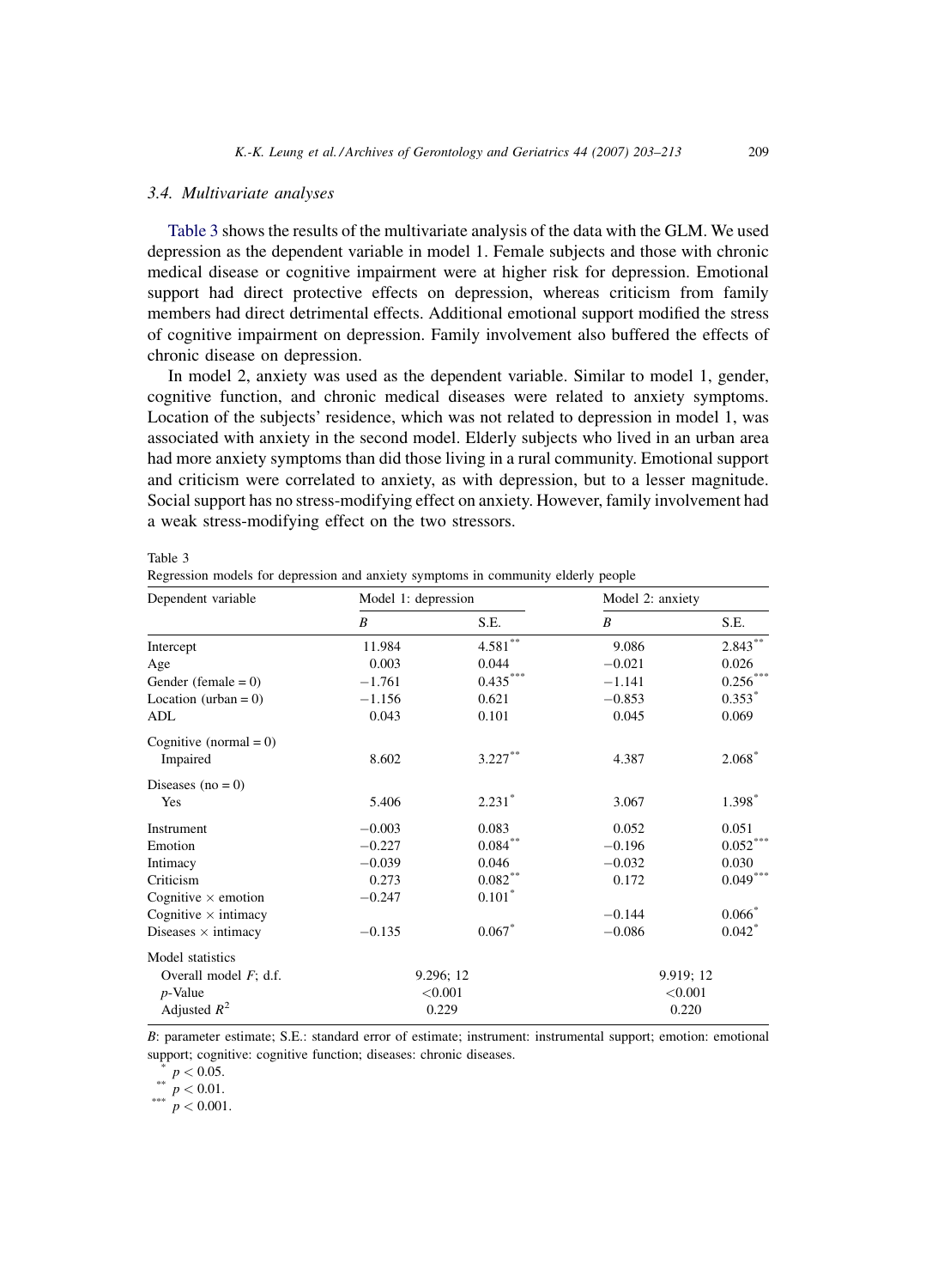### 3.4. Multivariate analyses

Table 3 shows the results of the multivariate analysis of the data with the GLM. We used depression as the dependent variable in model 1. Female subjects and those with chronic medical disease or cognitive impairment were at higher risk for depression. Emotional support had direct protective effects on depression, whereas criticism from family members had direct detrimental effects. Additional emotional support modified the stress of cognitive impairment on depression. Family involvement also buffered the effects of chronic disease on depression.

In model 2, anxiety was used as the dependent variable. Similar to model 1, gender, cognitive function, and chronic medical diseases were related to anxiety symptoms. Location of the subjects' residence, which was not related to depression in model 1, was associated with anxiety in the second model. Elderly subjects who lived in an urban area had more anxiety symptoms than did those living in a rural community. Emotional support and criticism were correlated to anxiety, as with depression, but to a lesser magnitude. Social support has no stress-modifying effect on anxiety. However, family involvement had a weak stress-modifying effect on the two stressors.

Table 3
Regression models for depression and anxiety symptoms in community elderly people

| Dependent variable | Model 1: depression | | Model 2: anxiety | |
|---|---|---|---|---|
| | *B* | S.E. | *B* | S.E. |
| Intercept | 11.984 | 4.581** | 9.086 | 2.843** |
| Age | 0.003 | 0.044 | −0.021 | 0.026 |
| Gender (female = 0) | −1.761 | 0.435*** | −1.141 | 0.256*** |
| Location (urban = 0) | −1.156 | 0.621 | −0.853 | 0.353* |
| ADL | 0.043 | 0.101 | 0.045 | 0.069 |
| Cognitive (normal = 0) | | | | |
| Impaired | 8.602 | 3.227** | 4.387 | 2.068* |
| Diseases (no = 0) | | | | |
| Yes | 5.406 | 2.231* | 3.067 | 1.398* |
| Instrument | −0.003 | 0.083 | 0.052 | 0.051 |
| Emotion | −0.227 | 0.084** | −0.196 | 0.052*** |
| Intimacy | −0.039 | 0.046 | −0.032 | 0.030 |
| Criticism | 0.273 | 0.082** | 0.172 | 0.049*** |
| Cognitive × emotion | −0.247 | 0.101* | | |
| Cognitive × intimacy | | | −0.144 | 0.066* |
| Diseases × intimacy | −0.135 | 0.067* | −0.086 | 0.042* |
| Model statistics | | | | |
| Overall model *F*; d.f. | 9.296; 12 | | 9.919; 12 | |
| *p*-Value | <0.001 | | <0.001 | |
| Adjusted $R^2$ | 0.229 | | 0.220 | |

*B*: parameter estimate; S.E.: standard error of estimate; instrument: instrumental support; emotion: emotional support; cognitive: cognitive function; diseases: chronic diseases.

\* $p < 0.05$.
\*\* $p < 0.01$.
\*\*\* $p < 0.001$.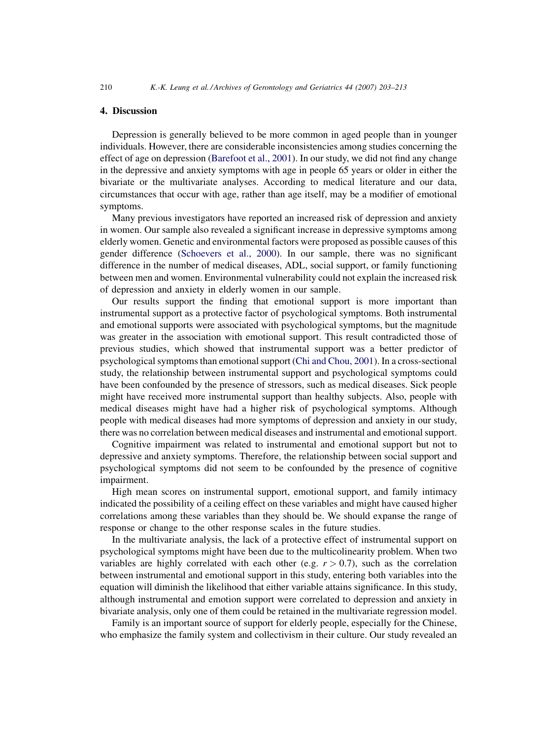## 4. Discussion

Depression is generally believed to be more common in aged people than in younger individuals. However, there are considerable inconsistencies among studies concerning the effect of age on depression (Barefoot et al., 2001). In our study, we did not find any change in the depressive and anxiety symptoms with age in people 65 years or older in either the bivariate or the multivariate analyses. According to medical literature and our data, circumstances that occur with age, rather than age itself, may be a modifier of emotional symptoms.

Many previous investigators have reported an increased risk of depression and anxiety in women. Our sample also revealed a significant increase in depressive symptoms among elderly women. Genetic and environmental factors were proposed as possible causes of this gender difference (Schoevers et al., 2000). In our sample, there was no significant difference in the number of medical diseases, ADL, social support, or family functioning between men and women. Environmental vulnerability could not explain the increased risk of depression and anxiety in elderly women in our sample.

Our results support the finding that emotional support is more important than instrumental support as a protective factor of psychological symptoms. Both instrumental and emotional supports were associated with psychological symptoms, but the magnitude was greater in the association with emotional support. This result contradicted those of previous studies, which showed that instrumental support was a better predictor of psychological symptoms than emotional support (Chi and Chou, 2001). In a cross-sectional study, the relationship between instrumental support and psychological symptoms could have been confounded by the presence of stressors, such as medical diseases. Sick people might have received more instrumental support than healthy subjects. Also, people with medical diseases might have had a higher risk of psychological symptoms. Although people with medical diseases had more symptoms of depression and anxiety in our study, there was no correlation between medical diseases and instrumental and emotional support.

Cognitive impairment was related to instrumental and emotional support but not to depressive and anxiety symptoms. Therefore, the relationship between social support and psychological symptoms did not seem to be confounded by the presence of cognitive impairment.

High mean scores on instrumental support, emotional support, and family intimacy indicated the possibility of a ceiling effect on these variables and might have caused higher correlations among these variables than they should be. We should expanse the range of response or change to the other response scales in the future studies.

In the multivariate analysis, the lack of a protective effect of instrumental support on psychological symptoms might have been due to the multicolinearity problem. When two variables are highly correlated with each other (e.g. $r > 0.7$), such as the correlation between instrumental and emotional support in this study, entering both variables into the equation will diminish the likelihood that either variable attains significance. In this study, although instrumental and emotion support were correlated to depression and anxiety in bivariate analysis, only one of them could be retained in the multivariate regression model.

Family is an important source of support for elderly people, especially for the Chinese, who emphasize the family system and collectivism in their culture. Our study revealed an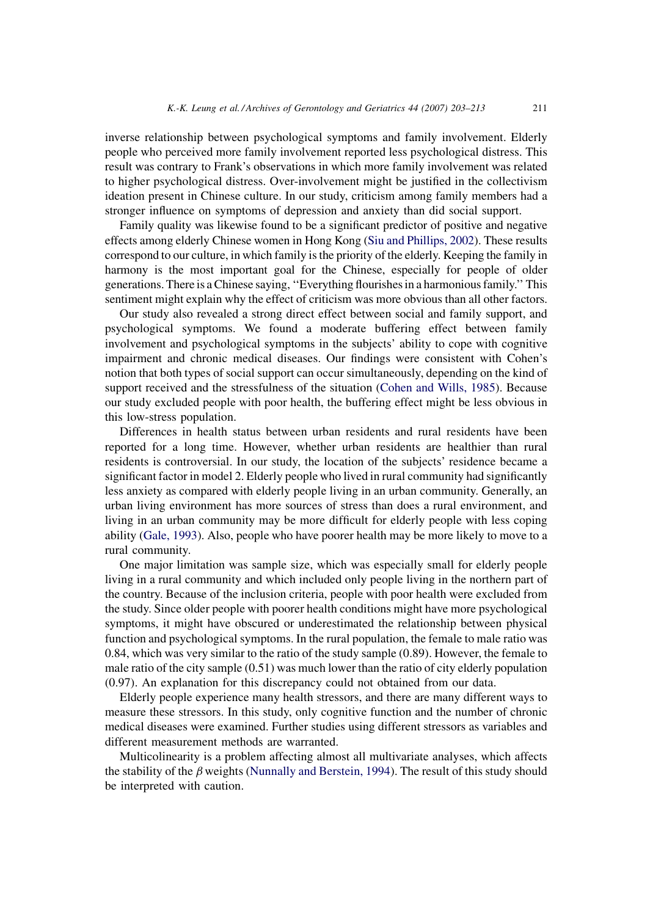inverse relationship between psychological symptoms and family involvement. Elderly people who perceived more family involvement reported less psychological distress. This result was contrary to Frank's observations in which more family involvement was related to higher psychological distress. Over-involvement might be justified in the collectivism ideation present in Chinese culture. In our study, criticism among family members had a stronger influence on symptoms of depression and anxiety than did social support.

Family quality was likewise found to be a significant predictor of positive and negative effects among elderly Chinese women in Hong Kong (Siu and Phillips, 2002). These results correspond to our culture, in which family is the priority of the elderly. Keeping the family in harmony is the most important goal for the Chinese, especially for people of older generations. There is a Chinese saying, ''Everything flourishes in a harmonious family.'' This sentiment might explain why the effect of criticism was more obvious than all other factors.

Our study also revealed a strong direct effect between social and family support, and psychological symptoms. We found a moderate buffering effect between family involvement and psychological symptoms in the subjects' ability to cope with cognitive impairment and chronic medical diseases. Our findings were consistent with Cohen's notion that both types of social support can occur simultaneously, depending on the kind of support received and the stressfulness of the situation (Cohen and Wills, 1985). Because our study excluded people with poor health, the buffering effect might be less obvious in this low-stress population.

Differences in health status between urban residents and rural residents have been reported for a long time. However, whether urban residents are healthier than rural residents is controversial. In our study, the location of the subjects' residence became a significant factor in model 2. Elderly people who lived in rural community had significantly less anxiety as compared with elderly people living in an urban community. Generally, an urban living environment has more sources of stress than does a rural environment, and living in an urban community may be more difficult for elderly people with less coping ability (Gale, 1993). Also, people who have poorer health may be more likely to move to a rural community.

One major limitation was sample size, which was especially small for elderly people living in a rural community and which included only people living in the northern part of the country. Because of the inclusion criteria, people with poor health were excluded from the study. Since older people with poorer health conditions might have more psychological symptoms, it might have obscured or underestimated the relationship between physical function and psychological symptoms. In the rural population, the female to male ratio was 0.84, which was very similar to the ratio of the study sample (0.89). However, the female to male ratio of the city sample (0.51) was much lower than the ratio of city elderly population (0.97). An explanation for this discrepancy could not obtained from our data.

Elderly people experience many health stressors, and there are many different ways to measure these stressors. In this study, only cognitive function and the number of chronic medical diseases were examined. Further studies using different stressors as variables and different measurement methods are warranted.

Multicolinearity is a problem affecting almost all multivariate analyses, which affects the stability of the $\beta$ weights (Nunnally and Berstein, 1994). The result of this study should be interpreted with caution.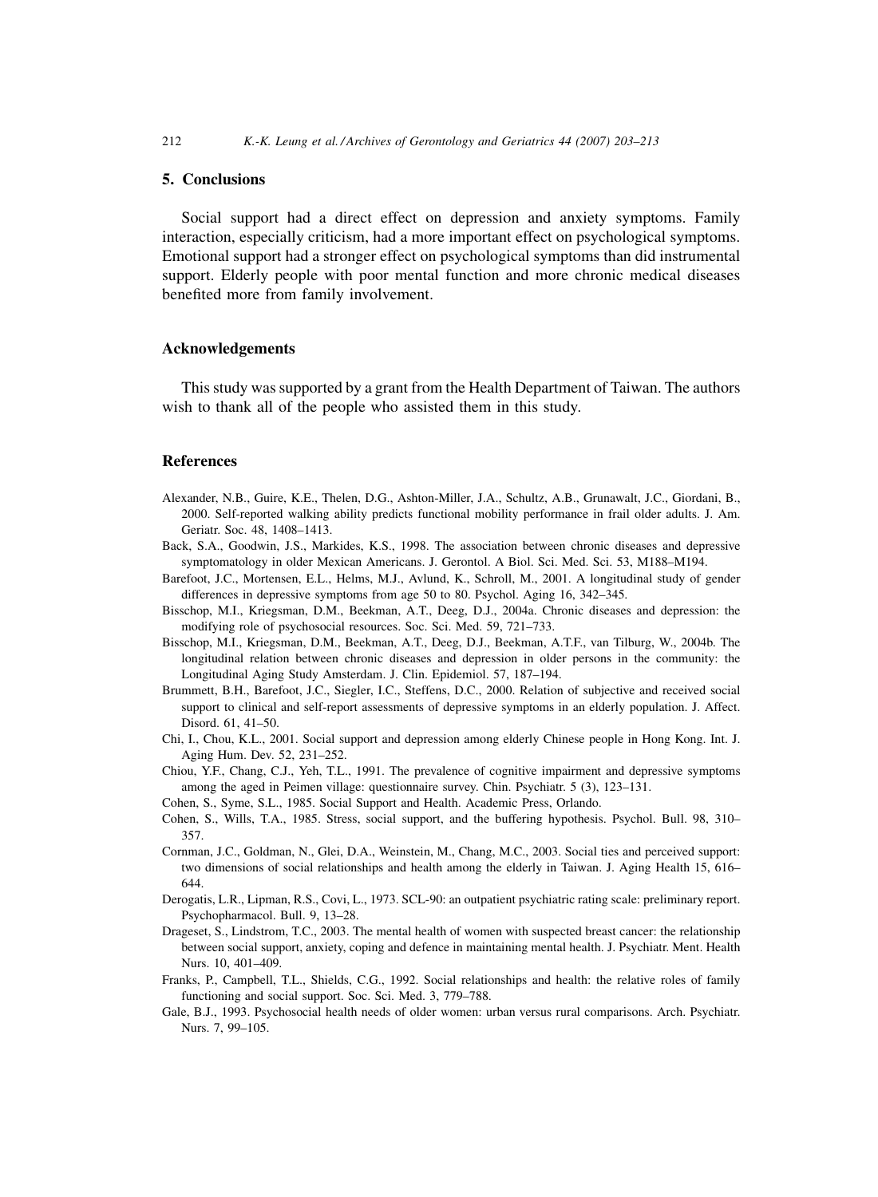## 5. Conclusions

Social support had a direct effect on depression and anxiety symptoms. Family interaction, especially criticism, had a more important effect on psychological symptoms. Emotional support had a stronger effect on psychological symptoms than did instrumental support. Elderly people with poor mental function and more chronic medical diseases benefited more from family involvement.

## Acknowledgements

This study was supported by a grant from the Health Department of Taiwan. The authors wish to thank all of the people who assisted them in this study.

## References

Alexander, N.B., Guire, K.E., Thelen, D.G., Ashton-Miller, J.A., Schultz, A.B., Grunawalt, J.C., Giordani, B., 2000. Self-reported walking ability predicts functional mobility performance in frail older adults. J. Am. Geriatr. Soc. 48, 1408–1413.

Back, S.A., Goodwin, J.S., Markides, K.S., 1998. The association between chronic diseases and depressive symptomatology in older Mexican Americans. J. Gerontol. A Biol. Sci. Med. Sci. 53, M188–M194.

Barefoot, J.C., Mortensen, E.L., Helms, M.J., Avlund, K., Schroll, M., 2001. A longitudinal study of gender differences in depressive symptoms from age 50 to 80. Psychol. Aging 16, 342–345.

Bisschop, M.I., Kriegsman, D.M., Beekman, A.T., Deeg, D.J., 2004a. Chronic diseases and depression: the modifying role of psychosocial resources. Soc. Sci. Med. 59, 721–733.

Bisschop, M.I., Kriegsman, D.M., Beekman, A.T., Deeg, D.J., Beekman, A.T.F., van Tilburg, W., 2004b. The longitudinal relation between chronic diseases and depression in older persons in the community: the Longitudinal Aging Study Amsterdam. J. Clin. Epidemiol. 57, 187–194.

Brummett, B.H., Barefoot, J.C., Siegler, I.C., Steffens, D.C., 2000. Relation of subjective and received social support to clinical and self-report assessments of depressive symptoms in an elderly population. J. Affect. Disord. 61, 41–50.

Chi, I., Chou, K.L., 2001. Social support and depression among elderly Chinese people in Hong Kong. Int. J. Aging Hum. Dev. 52, 231–252.

Chiou, Y.F., Chang, C.J., Yeh, T.L., 1991. The prevalence of cognitive impairment and depressive symptoms among the aged in Peimen village: questionnaire survey. Chin. Psychiatr. 5 (3), 123–131.

Cohen, S., Syme, S.L., 1985. Social Support and Health. Academic Press, Orlando.

Cohen, S., Wills, T.A., 1985. Stress, social support, and the buffering hypothesis. Psychol. Bull. 98, 310–357.

Cornman, J.C., Goldman, N., Glei, D.A., Weinstein, M., Chang, M.C., 2003. Social ties and perceived support: two dimensions of social relationships and health among the elderly in Taiwan. J. Aging Health 15, 616–644.

Derogatis, L.R., Lipman, R.S., Covi, L., 1973. SCL-90: an outpatient psychiatric rating scale: preliminary report. Psychopharmacol. Bull. 9, 13–28.

Drageset, S., Lindstrom, T.C., 2003. The mental health of women with suspected breast cancer: the relationship between social support, anxiety, coping and defence in maintaining mental health. J. Psychiatr. Ment. Health Nurs. 10, 401–409.

Franks, P., Campbell, T.L., Shields, C.G., 1992. Social relationships and health: the relative roles of family functioning and social support. Soc. Sci. Med. 3, 779–788.

Gale, B.J., 1993. Psychosocial health needs of older women: urban versus rural comparisons. Arch. Psychiatr. Nurs. 7, 99–105.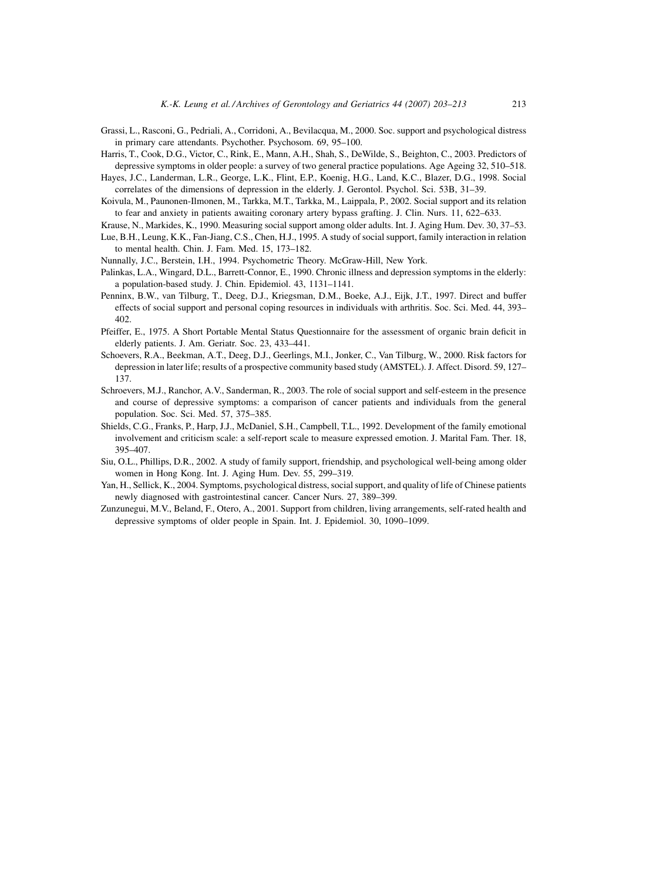Grassi, L., Rasconi, G., Pedriali, A., Corridoni, A., Bevilacqua, M., 2000. Soc. support and psychological distress in primary care attendants. Psychother. Psychosom. 69, 95–100.

Harris, T., Cook, D.G., Victor, C., Rink, E., Mann, A.H., Shah, S., DeWilde, S., Beighton, C., 2003. Predictors of depressive symptoms in older people: a survey of two general practice populations. Age Ageing 32, 510–518.

Hayes, J.C., Landerman, L.R., George, L.K., Flint, E.P., Koenig, H.G., Land, K.C., Blazer, D.G., 1998. Social correlates of the dimensions of depression in the elderly. J. Gerontol. Psychol. Sci. 53B, 31–39.

Koivula, M., Paunonen-Ilmonen, M., Tarkka, M.T., Tarkka, M., Laippala, P., 2002. Social support and its relation to fear and anxiety in patients awaiting coronary artery bypass grafting. J. Clin. Nurs. 11, 622–633.

Krause, N., Markides, K., 1990. Measuring social support among older adults. Int. J. Aging Hum. Dev. 30, 37–53.

Lue, B.H., Leung, K.K., Fan-Jiang, C.S., Chen, H.J., 1995. A study of social support, family interaction in relation to mental health. Chin. J. Fam. Med. 15, 173–182.

Nunnally, J.C., Berstein, I.H., 1994. Psychometric Theory. McGraw-Hill, New York.

Palinkas, L.A., Wingard, D.L., Barrett-Connor, E., 1990. Chronic illness and depression symptoms in the elderly: a population-based study. J. Chin. Epidemiol. 43, 1131–1141.

Penninx, B.W., van Tilburg, T., Deeg, D.J., Kriegsman, D.M., Boeke, A.J., Eijk, J.T., 1997. Direct and buffer effects of social support and personal coping resources in individuals with arthritis. Soc. Sci. Med. 44, 393–402.

Pfeiffer, E., 1975. A Short Portable Mental Status Questionnaire for the assessment of organic brain deficit in elderly patients. J. Am. Geriatr. Soc. 23, 433–441.

Schoevers, R.A., Beekman, A.T., Deeg, D.J., Geerlings, M.I., Jonker, C., Van Tilburg, W., 2000. Risk factors for depression in later life; results of a prospective community based study (AMSTEL). J. Affect. Disord. 59, 127–137.

Schroevers, M.J., Ranchor, A.V., Sanderman, R., 2003. The role of social support and self-esteem in the presence and course of depressive symptoms: a comparison of cancer patients and individuals from the general population. Soc. Sci. Med. 57, 375–385.

Shields, C.G., Franks, P., Harp, J.J., McDaniel, S.H., Campbell, T.L., 1992. Development of the family emotional involvement and criticism scale: a self-report scale to measure expressed emotion. J. Marital Fam. Ther. 18, 395–407.

Siu, O.L., Phillips, D.R., 2002. A study of family support, friendship, and psychological well-being among older women in Hong Kong. Int. J. Aging Hum. Dev. 55, 299–319.

Yan, H., Sellick, K., 2004. Symptoms, psychological distress, social support, and quality of life of Chinese patients newly diagnosed with gastrointestinal cancer. Cancer Nurs. 27, 389–399.

Zunzunegui, M.V., Beland, F., Otero, A., 2001. Support from children, living arrangements, self-rated health and depressive symptoms of older people in Spain. Int. J. Epidemiol. 30, 1090–1099.